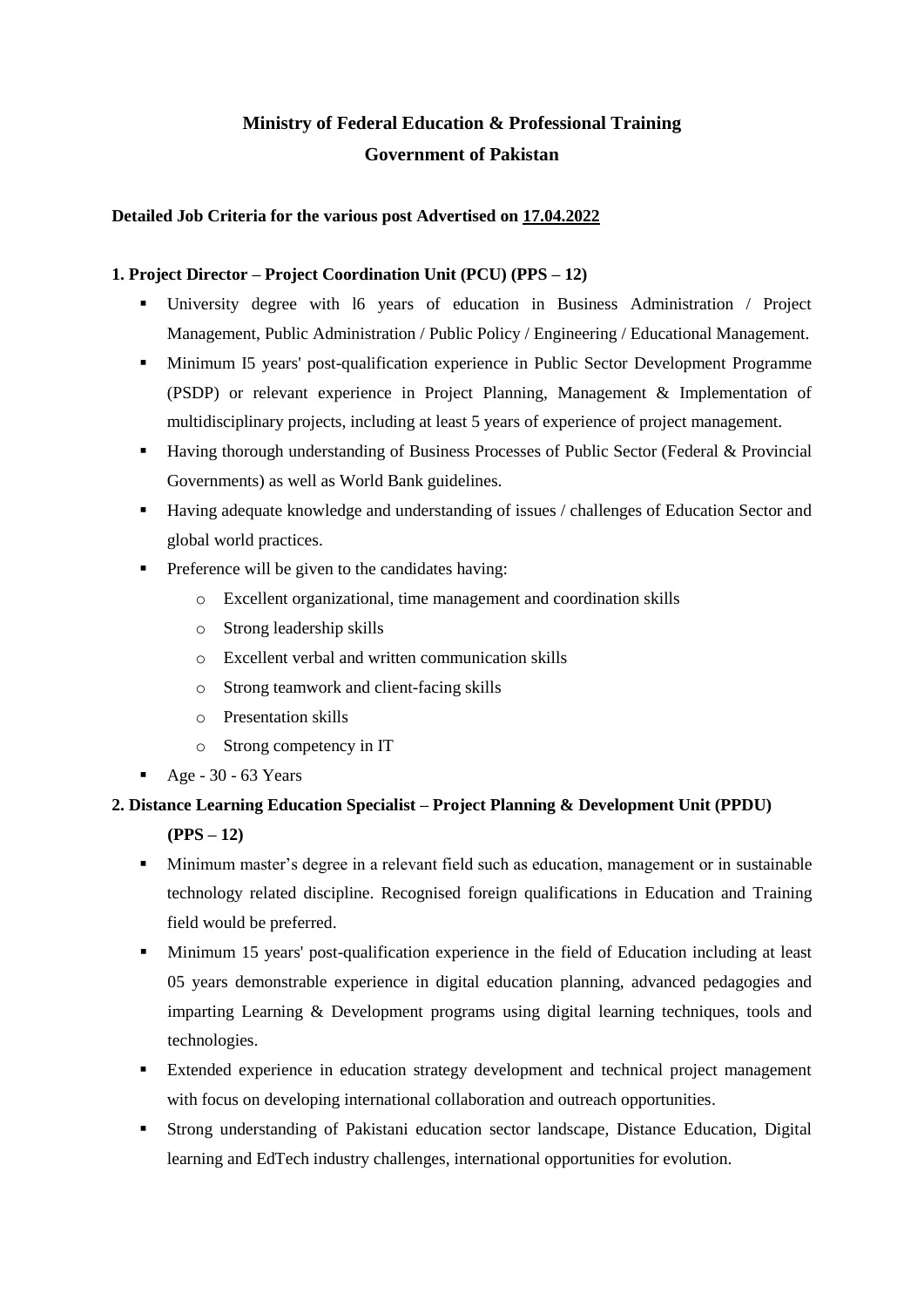# Ministry of Federal Education & Professional Training
# Government of Pakistan

**Detailed Job Criteria for the various post Advertised on 17.04.2022**

### 1. Project Director – Project Coordination Unit (PCU) (PPS – 12)

- University degree with l6 years of education in Business Administration / Project Management, Public Administration / Public Policy / Engineering / Educational Management.
- Minimum I5 years' post-qualification experience in Public Sector Development Programme (PSDP) or relevant experience in Project Planning, Management & Implementation of multidisciplinary projects, including at least 5 years of experience of project management.
- Having thorough understanding of Business Processes of Public Sector (Federal & Provincial Governments) as well as World Bank guidelines.
- Having adequate knowledge and understanding of issues / challenges of Education Sector and global world practices.
- Preference will be given to the candidates having:
  - Excellent organizational, time management and coordination skills
  - Strong leadership skills
  - Excellent verbal and written communication skills
  - Strong teamwork and client-facing skills
  - Presentation skills
  - Strong competency in IT
- Age - 30 - 63 Years

### 2. Distance Learning Education Specialist – Project Planning & Development Unit (PPDU) (PPS – 12)

- Minimum master's degree in a relevant field such as education, management or in sustainable technology related discipline. Recognised foreign qualifications in Education and Training field would be preferred.
- Minimum 15 years' post-qualification experience in the field of Education including at least 05 years demonstrable experience in digital education planning, advanced pedagogies and imparting Learning & Development programs using digital learning techniques, tools and technologies.
- Extended experience in education strategy development and technical project management with focus on developing international collaboration and outreach opportunities.
- Strong understanding of Pakistani education sector landscape, Distance Education, Digital learning and EdTech industry challenges, international opportunities for evolution.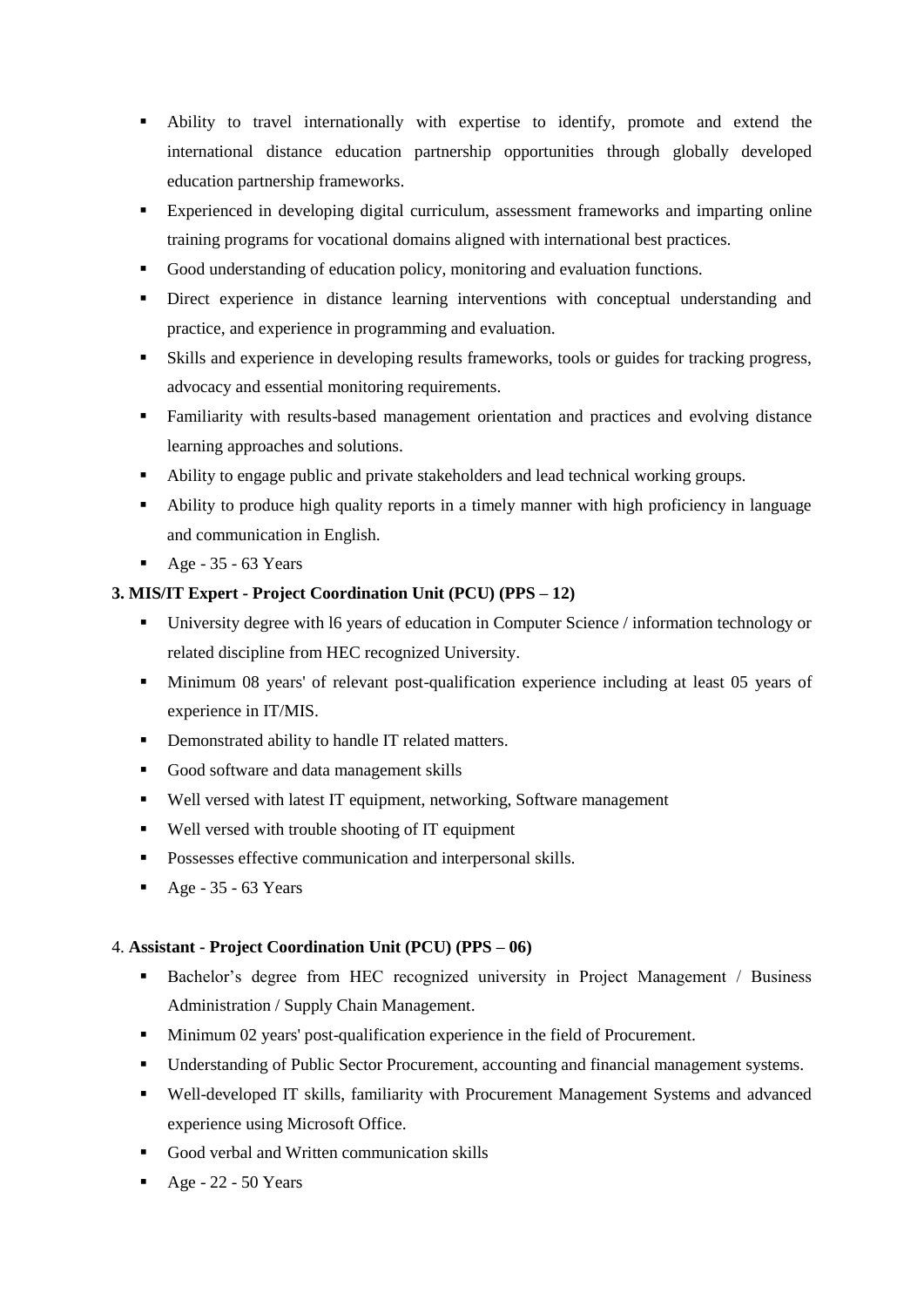- Ability to travel internationally with expertise to identify, promote and extend the international distance education partnership opportunities through globally developed education partnership frameworks.
- Experienced in developing digital curriculum, assessment frameworks and imparting online training programs for vocational domains aligned with international best practices.
- Good understanding of education policy, monitoring and evaluation functions.
- Direct experience in distance learning interventions with conceptual understanding and practice, and experience in programming and evaluation.
- Skills and experience in developing results frameworks, tools or guides for tracking progress, advocacy and essential monitoring requirements.
- Familiarity with results-based management orientation and practices and evolving distance learning approaches and solutions.
- Ability to engage public and private stakeholders and lead technical working groups.
- Ability to produce high quality reports in a timely manner with high proficiency in language and communication in English.
- Age - 35 - 63 Years

**3. MIS/IT Expert - Project Coordination Unit (PCU) (PPS – 12)**

- University degree with l6 years of education in Computer Science / information technology or related discipline from HEC recognized University.
- Minimum 08 years' of relevant post-qualification experience including at least 05 years of experience in IT/MIS.
- Demonstrated ability to handle IT related matters.
- Good software and data management skills
- Well versed with latest IT equipment, networking, Software management
- Well versed with trouble shooting of IT equipment
- Possesses effective communication and interpersonal skills.
- Age - 35 - 63 Years

4. **Assistant - Project Coordination Unit (PCU) (PPS – 06)**

- Bachelor's degree from HEC recognized university in Project Management / Business Administration / Supply Chain Management.
- Minimum 02 years' post-qualification experience in the field of Procurement.
- Understanding of Public Sector Procurement, accounting and financial management systems.
- Well-developed IT skills, familiarity with Procurement Management Systems and advanced experience using Microsoft Office.
- Good verbal and Written communication skills
- Age - 22 - 50 Years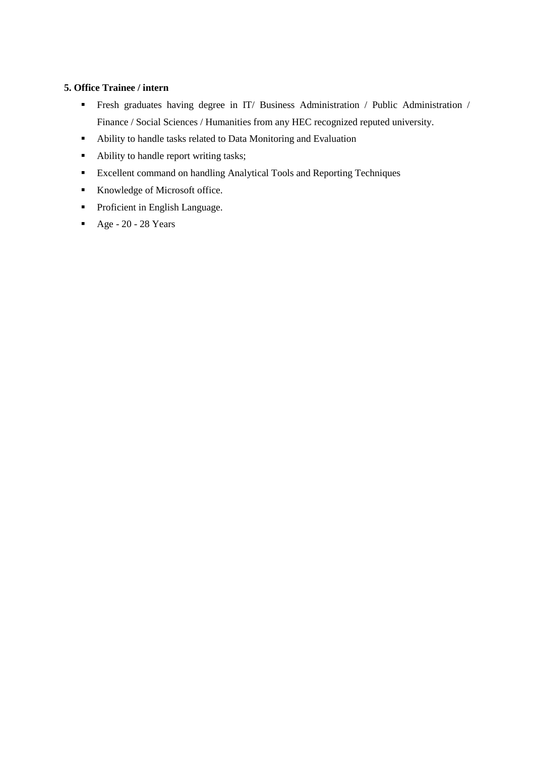**5. Office Trainee / intern**

- Fresh graduates having degree in IT/ Business Administration / Public Administration / Finance / Social Sciences / Humanities from any HEC recognized reputed university.
- Ability to handle tasks related to Data Monitoring and Evaluation
- Ability to handle report writing tasks;
- Excellent command on handling Analytical Tools and Reporting Techniques
- Knowledge of Microsoft office.
- Proficient in English Language.
- Age - 20 - 28 Years